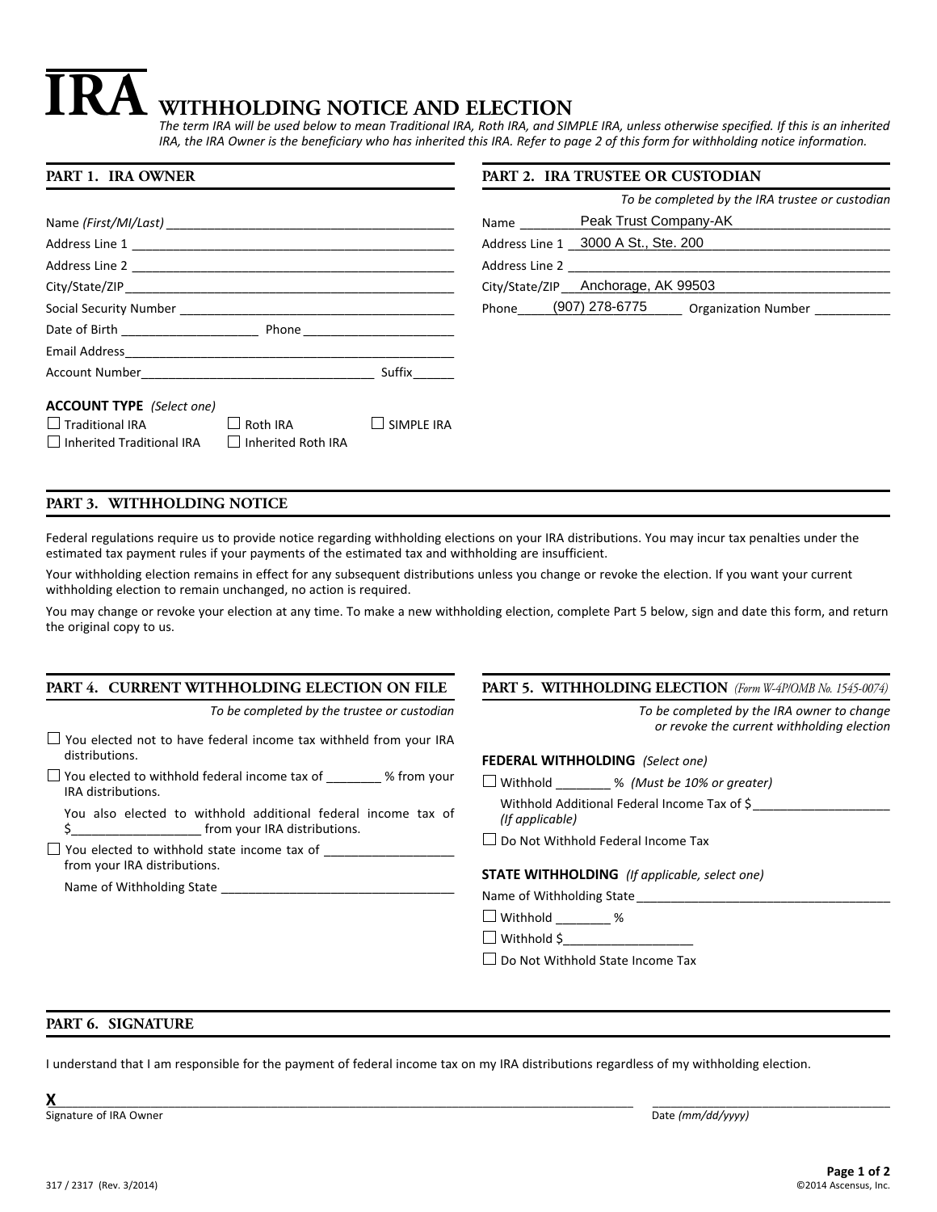# IRA WITHHOLDING NOTICE AND ELECTION

*The term IRA will be used below to mean Traditional IRA, Roth IRA, and SIMPLE IRA, unless otherwise specified. If this is an inherited IRA, the IRA Owner is the beneficiary who has inherited this IRA. Refer to page 2 of this form for withholding notice information.*

## PART 1. IRA OWNER

Name *(First/MI/Last)* ____________________

Address Line 1 ____________________

Address Line 2 ____________________

City/State/ZIP ____________________

Social Security Number ____________________

Date of Birth ____________ Phone ____________

Email Address ____________________

Account Number ____________________ Suffix ______

**ACCOUNT TYPE** *(Select one)*

☐ Traditional IRA ☐ Roth IRA ☐ SIMPLE IRA

☐ Inherited Traditional IRA ☐ Inherited Roth IRA

## PART 2. IRA TRUSTEE OR CUSTODIAN

*To be completed by the IRA trustee or custodian*

Name Peak Trust Company-AK

Address Line 1 3000 A St., Ste. 200

Address Line 2 ____________________

City/State/ZIP Anchorage, AK 99503

Phone (907) 278-6775 Organization Number ____________

## PART 3. WITHHOLDING NOTICE

Federal regulations require us to provide notice regarding withholding elections on your IRA distributions. You may incur tax penalties under the estimated tax payment rules if your payments of the estimated tax and withholding are insufficient.

Your withholding election remains in effect for any subsequent distributions unless you change or revoke the election. If you want your current withholding election to remain unchanged, no action is required.

You may change or revoke your election at any time. To make a new withholding election, complete Part 5 below, sign and date this form, and return the original copy to us.

## PART 4. CURRENT WITHHOLDING ELECTION ON FILE

*To be completed by the trustee or custodian*

☐ You elected not to have federal income tax withheld from your IRA distributions.

☐ You elected to withhold federal income tax of ________ % from your IRA distributions.

You also elected to withhold additional federal income tax of $____________ from your IRA distributions.

☐ You elected to withhold state income tax of ____________ from your IRA distributions.

Name of Withholding State ____________________

## PART 5. WITHHOLDING ELECTION *(Form W-4P/OMB No. 1545-0074)*

*To be completed by the IRA owner to change or revoke the current withholding election*

**FEDERAL WITHHOLDING** *(Select one)*

☐ Withhold ________ % *(Must be 10% or greater)*

Withhold Additional Federal Income Tax of $____________ *(If applicable)*

☐ Do Not Withhold Federal Income Tax

**STATE WITHHOLDING** *(If applicable, select one)*

Name of Withholding State ____________________

☐ Withhold ________ %

☐ Withhold $____________

☐ Do Not Withhold State Income Tax

## PART 6. SIGNATURE

I understand that I am responsible for the payment of federal income tax on my IRA distributions regardless of my withholding election.

**X** ________________________________________ ____________________

Signature of IRA Owner Date *(mm/dd/yyyy)*

317 / 2317 (Rev. 3/2014) ©2014 Ascensus, Inc.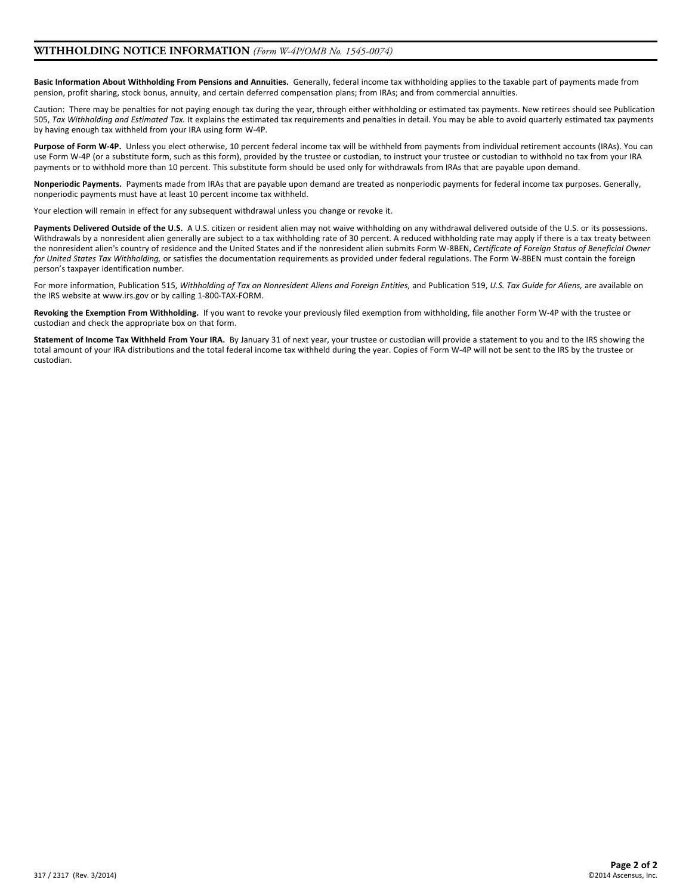## WITHHOLDING NOTICE INFORMATION *(Form W-4P/OMB No. 1545-0074)*

**Basic Information About Withholding From Pensions and Annuities.** Generally, federal income tax withholding applies to the taxable part of payments made from pension, profit sharing, stock bonus, annuity, and certain deferred compensation plans; from IRAs; and from commercial annuities.

Caution: There may be penalties for not paying enough tax during the year, through either withholding or estimated tax payments. New retirees should see Publication 505, *Tax Withholding and Estimated Tax.* It explains the estimated tax requirements and penalties in detail. You may be able to avoid quarterly estimated tax payments by having enough tax withheld from your IRA using form W-4P.

**Purpose of Form W-4P.** Unless you elect otherwise, 10 percent federal income tax will be withheld from payments from individual retirement accounts (IRAs). You can use Form W-4P (or a substitute form, such as this form), provided by the trustee or custodian, to instruct your trustee or custodian to withhold no tax from your IRA payments or to withhold more than 10 percent. This substitute form should be used only for withdrawals from IRAs that are payable upon demand.

**Nonperiodic Payments.** Payments made from IRAs that are payable upon demand are treated as nonperiodic payments for federal income tax purposes. Generally, nonperiodic payments must have at least 10 percent income tax withheld.

Your election will remain in effect for any subsequent withdrawal unless you change or revoke it.

**Payments Delivered Outside of the U.S.** A U.S. citizen or resident alien may not waive withholding on any withdrawal delivered outside of the U.S. or its possessions. Withdrawals by a nonresident alien generally are subject to a tax withholding rate of 30 percent. A reduced withholding rate may apply if there is a tax treaty between the nonresident alien's country of residence and the United States and if the nonresident alien submits Form W-8BEN, *Certificate of Foreign Status of Beneficial Owner for United States Tax Withholding,* or satisfies the documentation requirements as provided under federal regulations. The Form W-8BEN must contain the foreign person's taxpayer identification number.

For more information, Publication 515, *Withholding of Tax on Nonresident Aliens and Foreign Entities,* and Publication 519, *U.S. Tax Guide for Aliens,* are available on the IRS website at www.irs.gov or by calling 1-800-TAX-FORM.

**Revoking the Exemption From Withholding.** If you want to revoke your previously filed exemption from withholding, file another Form W-4P with the trustee or custodian and check the appropriate box on that form.

**Statement of Income Tax Withheld From Your IRA.** By January 31 of next year, your trustee or custodian will provide a statement to you and to the IRS showing the total amount of your IRA distributions and the total federal income tax withheld during the year. Copies of Form W-4P will not be sent to the IRS by the trustee or custodian.

317 / 2317 (Rev. 3/2014)

©2014 Ascensus, Inc.